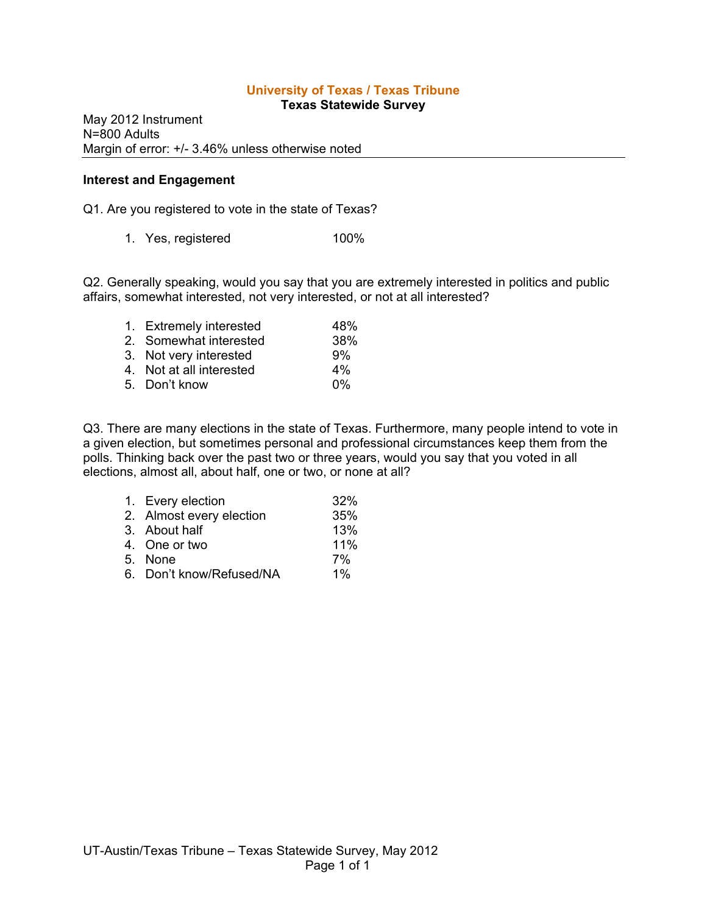# University of Texas / Texas Tribune
## Texas Statewide Survey

May 2012 Instrument
N=800 Adults
Margin of error: +/- 3.46% unless otherwise noted

---

### Interest and Engagement

Q1. Are you registered to vote in the state of Texas?

| | |
|---|---|
| 1. Yes, registered | 100% |

Q2. Generally speaking, would you say that you are extremely interested in politics and public affairs, somewhat interested, not very interested, or not at all interested?

| | |
|---|---|
| 1. Extremely interested | 48% |
| 2. Somewhat interested | 38% |
| 3. Not very interested | 9% |
| 4. Not at all interested | 4% |
| 5. Don't know | 0% |

Q3. There are many elections in the state of Texas. Furthermore, many people intend to vote in a given election, but sometimes personal and professional circumstances keep them from the polls. Thinking back over the past two or three years, would you say that you voted in all elections, almost all, about half, one or two, or none at all?

| | |
|---|---|
| 1. Every election | 32% |
| 2. Almost every election | 35% |
| 3. About half | 13% |
| 4. One or two | 11% |
| 5. None | 7% |
| 6. Don't know/Refused/NA | 1% |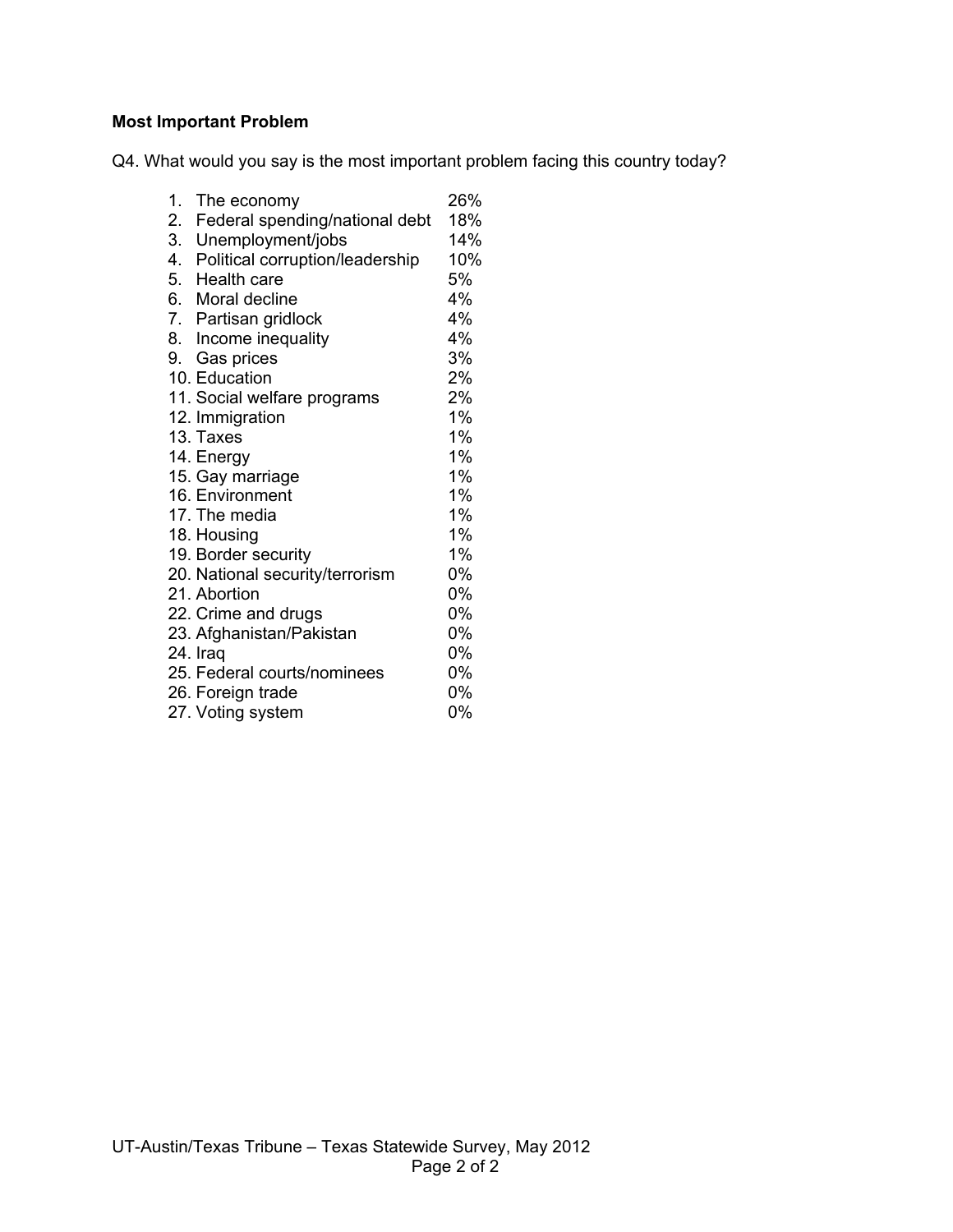**Most Important Problem**

Q4. What would you say is the most important problem facing this country today?

| | |
|---|---|
| 1. The economy | 26% |
| 2. Federal spending/national debt | 18% |
| 3. Unemployment/jobs | 14% |
| 4. Political corruption/leadership | 10% |
| 5. Health care | 5% |
| 6. Moral decline | 4% |
| 7. Partisan gridlock | 4% |
| 8. Income inequality | 4% |
| 9. Gas prices | 3% |
| 10. Education | 2% |
| 11. Social welfare programs | 2% |
| 12. Immigration | 1% |
| 13. Taxes | 1% |
| 14. Energy | 1% |
| 15. Gay marriage | 1% |
| 16. Environment | 1% |
| 17. The media | 1% |
| 18. Housing | 1% |
| 19. Border security | 1% |
| 20. National security/terrorism | 0% |
| 21. Abortion | 0% |
| 22. Crime and drugs | 0% |
| 23. Afghanistan/Pakistan | 0% |
| 24. Iraq | 0% |
| 25. Federal courts/nominees | 0% |
| 26. Foreign trade | 0% |
| 27. Voting system | 0% |

UT-Austin/Texas Tribune – Texas Statewide Survey, May 2012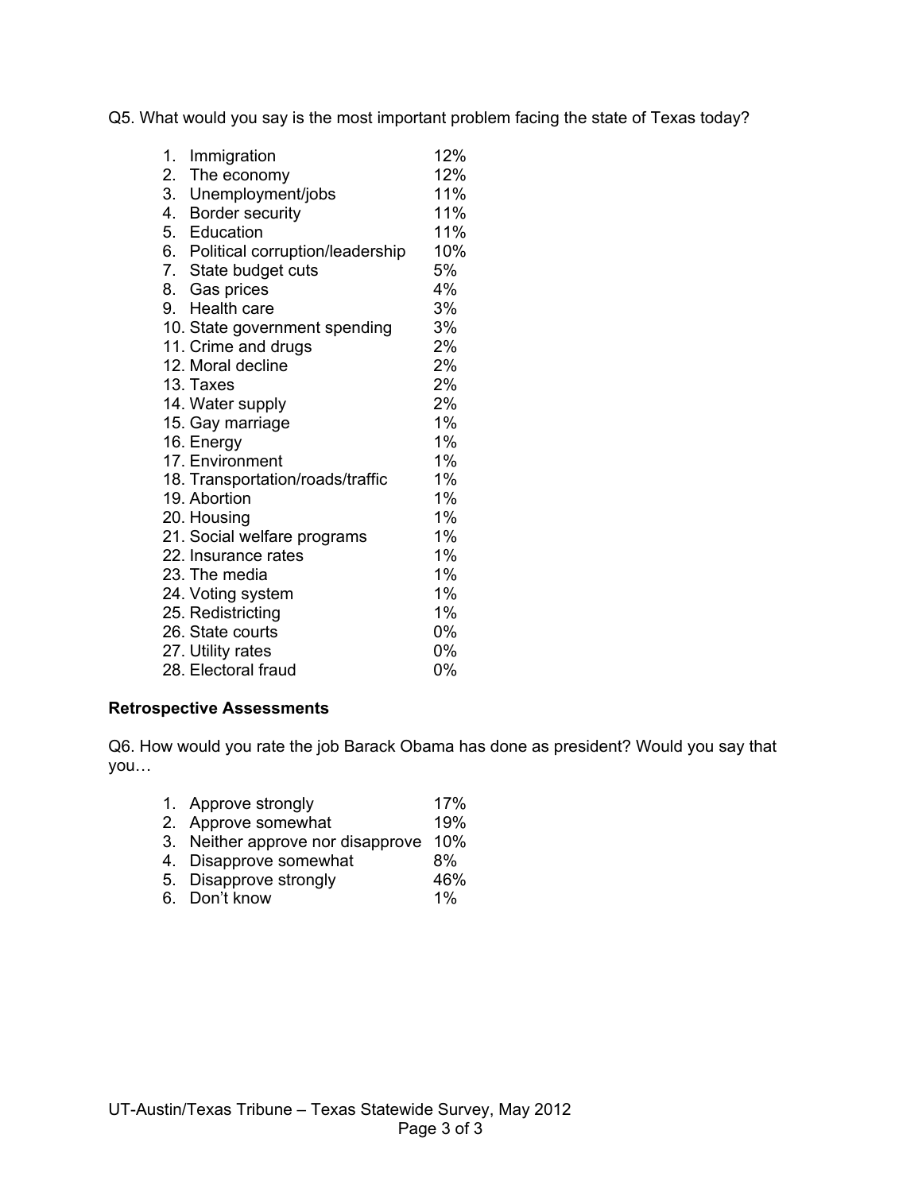Q5. What would you say is the most important problem facing the state of Texas today?

1. Immigration 12%
2. The economy 12%
3. Unemployment/jobs 11%
4. Border security 11%
5. Education 11%
6. Political corruption/leadership 10%
7. State budget cuts 5%
8. Gas prices 4%
9. Health care 3%
10. State government spending 3%
11. Crime and drugs 2%
12. Moral decline 2%
13. Taxes 2%
14. Water supply 2%
15. Gay marriage 1%
16. Energy 1%
17. Environment 1%
18. Transportation/roads/traffic 1%
19. Abortion 1%
20. Housing 1%
21. Social welfare programs 1%
22. Insurance rates 1%
23. The media 1%
24. Voting system 1%
25. Redistricting 1%
26. State courts 0%
27. Utility rates 0%
28. Electoral fraud 0%

**Retrospective Assessments**

Q6. How would you rate the job Barack Obama has done as president? Would you say that you…

1. Approve strongly 17%
2. Approve somewhat 19%
3. Neither approve nor disapprove 10%
4. Disapprove somewhat 8%
5. Disapprove strongly 46%
6. Don't know 1%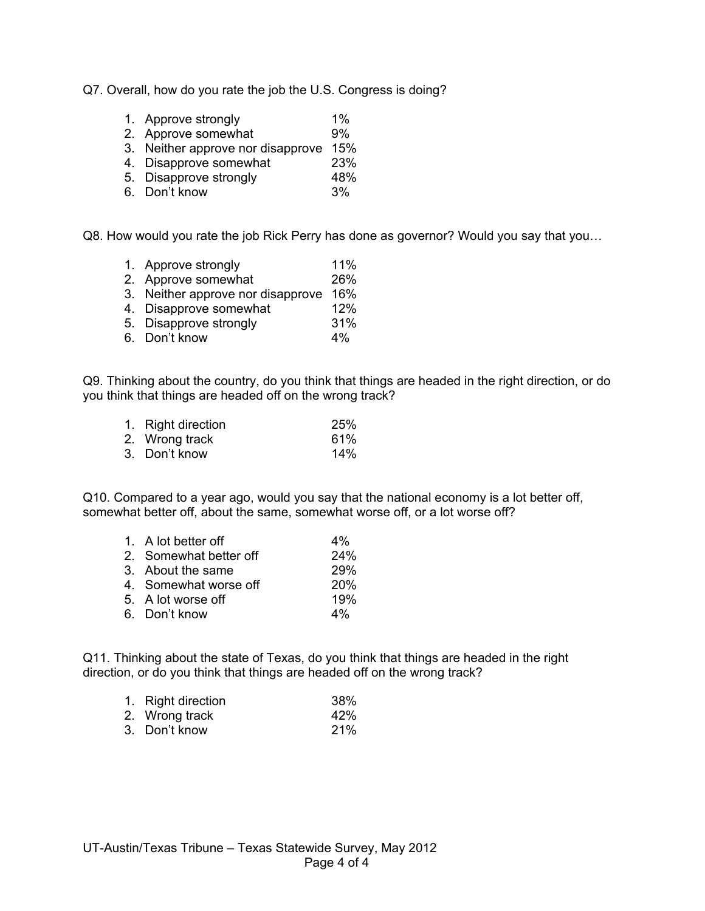Q7. Overall, how do you rate the job the U.S. Congress is doing?

1. Approve strongly 1%
2. Approve somewhat 9%
3. Neither approve nor disapprove 15%
4. Disapprove somewhat 23%
5. Disapprove strongly 48%
6. Don't know 3%

Q8. How would you rate the job Rick Perry has done as governor? Would you say that you…

1. Approve strongly 11%
2. Approve somewhat 26%
3. Neither approve nor disapprove 16%
4. Disapprove somewhat 12%
5. Disapprove strongly 31%
6. Don't know 4%

Q9. Thinking about the country, do you think that things are headed in the right direction, or do you think that things are headed off on the wrong track?

1. Right direction 25%
2. Wrong track 61%
3. Don't know 14%

Q10. Compared to a year ago, would you say that the national economy is a lot better off, somewhat better off, about the same, somewhat worse off, or a lot worse off?

1. A lot better off 4%
2. Somewhat better off 24%
3. About the same 29%
4. Somewhat worse off 20%
5. A lot worse off 19%
6. Don't know 4%

Q11. Thinking about the state of Texas, do you think that things are headed in the right direction, or do you think that things are headed off on the wrong track?

1. Right direction 38%
2. Wrong track 42%
3. Don't know 21%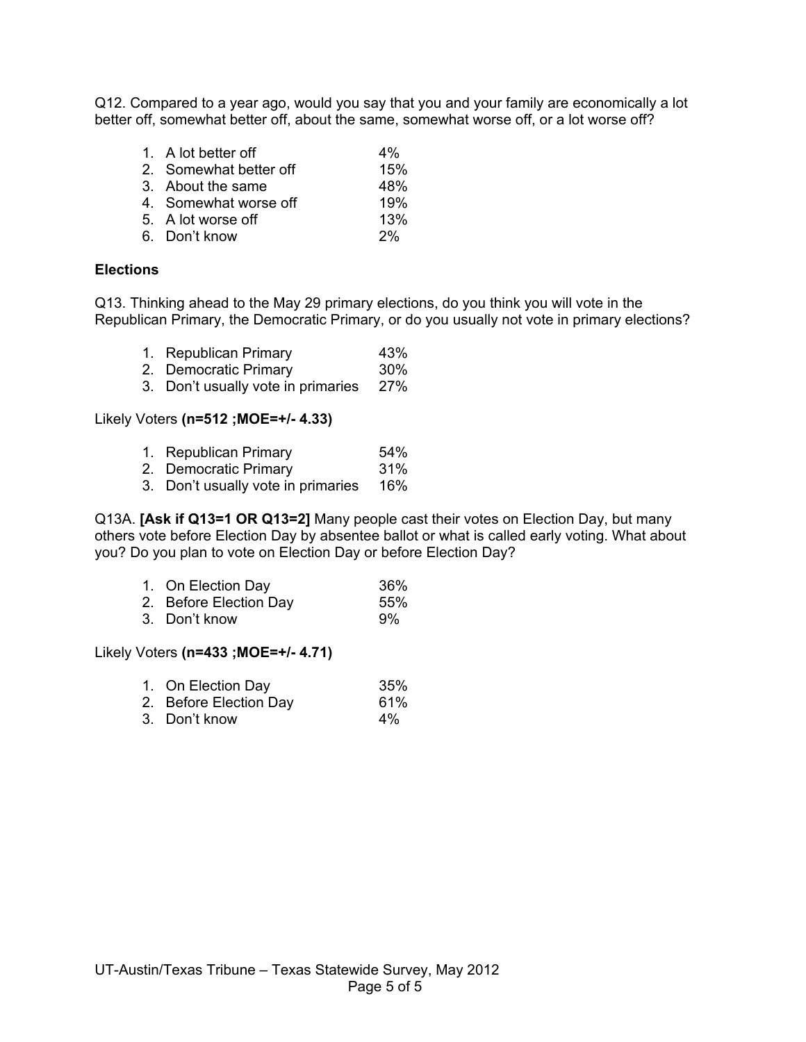Q12. Compared to a year ago, would you say that you and your family are economically a lot better off, somewhat better off, about the same, somewhat worse off, or a lot worse off?

| | |
|---|---|
| 1. A lot better off | 4% |
| 2. Somewhat better off | 15% |
| 3. About the same | 48% |
| 4. Somewhat worse off | 19% |
| 5. A lot worse off | 13% |
| 6. Don't know | 2% |

**Elections**

Q13. Thinking ahead to the May 29 primary elections, do you think you will vote in the Republican Primary, the Democratic Primary, or do you usually not vote in primary elections?

| | |
|---|---|
| 1. Republican Primary | 43% |
| 2. Democratic Primary | 30% |
| 3. Don't usually vote in primaries | 27% |

Likely Voters **(n=512 ;MOE=+/- 4.33)**

| | |
|---|---|
| 1. Republican Primary | 54% |
| 2. Democratic Primary | 31% |
| 3. Don't usually vote in primaries | 16% |

Q13A. **[Ask if Q13=1 OR Q13=2]** Many people cast their votes on Election Day, but many others vote before Election Day by absentee ballot or what is called early voting. What about you? Do you plan to vote on Election Day or before Election Day?

| | |
|---|---|
| 1. On Election Day | 36% |
| 2. Before Election Day | 55% |
| 3. Don't know | 9% |

Likely Voters **(n=433 ;MOE=+/- 4.71)**

| | |
|---|---|
| 1. On Election Day | 35% |
| 2. Before Election Day | 61% |
| 3. Don't know | 4% |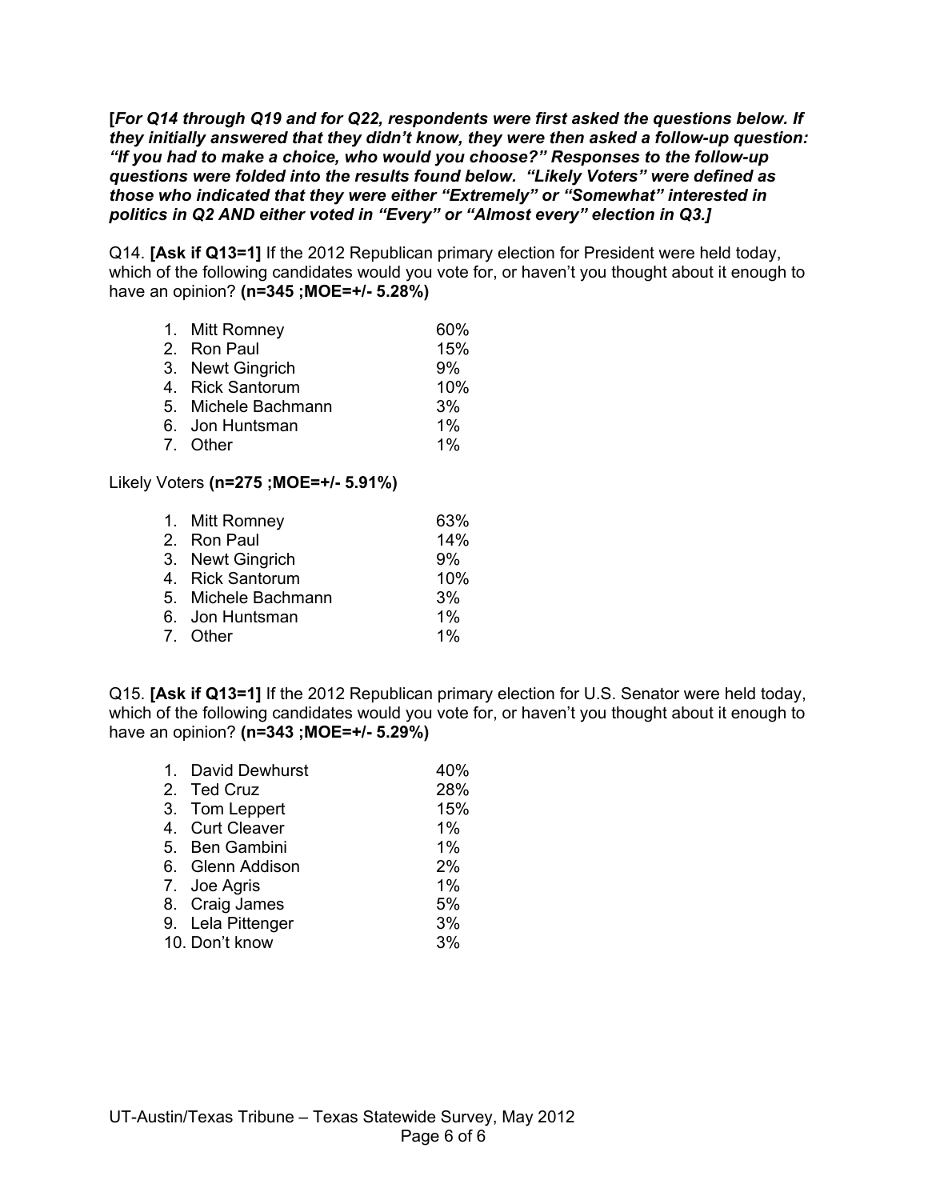***[For Q14 through Q19 and for Q22, respondents were first asked the questions below. If they initially answered that they didn't know, they were then asked a follow-up question: "If you had to make a choice, who would you choose?" Responses to the follow-up questions were folded into the results found below. "Likely Voters" were defined as those who indicated that they were either "Extremely" or "Somewhat" interested in politics in Q2 AND either voted in "Every" or "Almost every" election in Q3.]***

Q14. **[Ask if Q13=1]** If the 2012 Republican primary election for President were held today, which of the following candidates would you vote for, or haven't you thought about it enough to have an opinion? **(n=345 ;MOE=+/- 5.28%)**

| | |
|---|---|
| 1. Mitt Romney | 60% |
| 2. Ron Paul | 15% |
| 3. Newt Gingrich | 9% |
| 4. Rick Santorum | 10% |
| 5. Michele Bachmann | 3% |
| 6. Jon Huntsman | 1% |
| 7. Other | 1% |

Likely Voters **(n=275 ;MOE=+/- 5.91%)**

| | |
|---|---|
| 1. Mitt Romney | 63% |
| 2. Ron Paul | 14% |
| 3. Newt Gingrich | 9% |
| 4. Rick Santorum | 10% |
| 5. Michele Bachmann | 3% |
| 6. Jon Huntsman | 1% |
| 7. Other | 1% |

Q15. **[Ask if Q13=1]** If the 2012 Republican primary election for U.S. Senator were held today, which of the following candidates would you vote for, or haven't you thought about it enough to have an opinion? **(n=343 ;MOE=+/- 5.29%)**

| | |
|---|---|
| 1. David Dewhurst | 40% |
| 2. Ted Cruz | 28% |
| 3. Tom Leppert | 15% |
| 4. Curt Cleaver | 1% |
| 5. Ben Gambini | 1% |
| 6. Glenn Addison | 2% |
| 7. Joe Agris | 1% |
| 8. Craig James | 5% |
| 9. Lela Pittenger | 3% |
| 10. Don't know | 3% |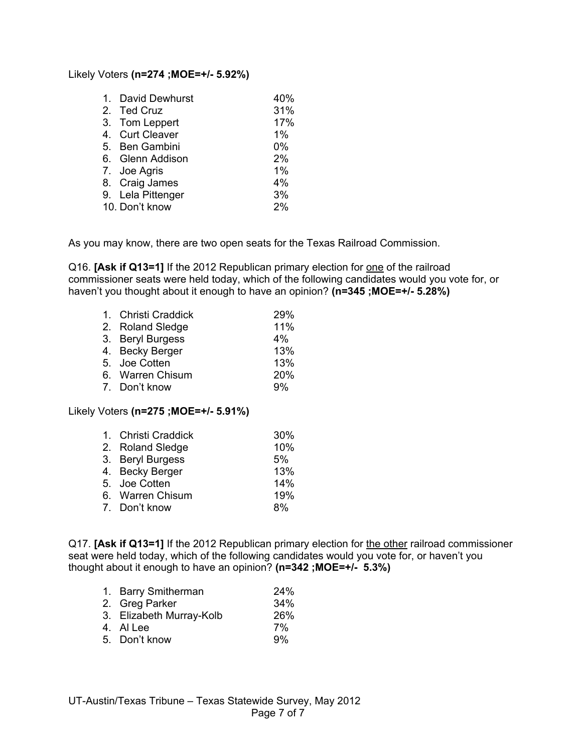Likely Voters **(n=274 ;MOE=+/- 5.92%)**

| | |
|---|---|
| 1. David Dewhurst | 40% |
| 2. Ted Cruz | 31% |
| 3. Tom Leppert | 17% |
| 4. Curt Cleaver | 1% |
| 5. Ben Gambini | 0% |
| 6. Glenn Addison | 2% |
| 7. Joe Agris | 1% |
| 8. Craig James | 4% |
| 9. Lela Pittenger | 3% |
| 10. Don't know | 2% |

As you may know, there are two open seats for the Texas Railroad Commission.

Q16. **[Ask if Q13=1]** If the 2012 Republican primary election for one of the railroad commissioner seats were held today, which of the following candidates would you vote for, or haven't you thought about it enough to have an opinion? **(n=345 ;MOE=+/- 5.28%)**

| | |
|---|---|
| 1. Christi Craddick | 29% |
| 2. Roland Sledge | 11% |
| 3. Beryl Burgess | 4% |
| 4. Becky Berger | 13% |
| 5. Joe Cotten | 13% |
| 6. Warren Chisum | 20% |
| 7. Don't know | 9% |

Likely Voters **(n=275 ;MOE=+/- 5.91%)**

| | |
|---|---|
| 1. Christi Craddick | 30% |
| 2. Roland Sledge | 10% |
| 3. Beryl Burgess | 5% |
| 4. Becky Berger | 13% |
| 5. Joe Cotten | 14% |
| 6. Warren Chisum | 19% |
| 7. Don't know | 8% |

Q17. **[Ask if Q13=1]** If the 2012 Republican primary election for the other railroad commissioner seat were held today, which of the following candidates would you vote for, or haven't you thought about it enough to have an opinion? **(n=342 ;MOE=+/- 5.3%)**

| | |
|---|---|
| 1. Barry Smitherman | 24% |
| 2. Greg Parker | 34% |
| 3. Elizabeth Murray-Kolb | 26% |
| 4. Al Lee | 7% |
| 5. Don't know | 9% |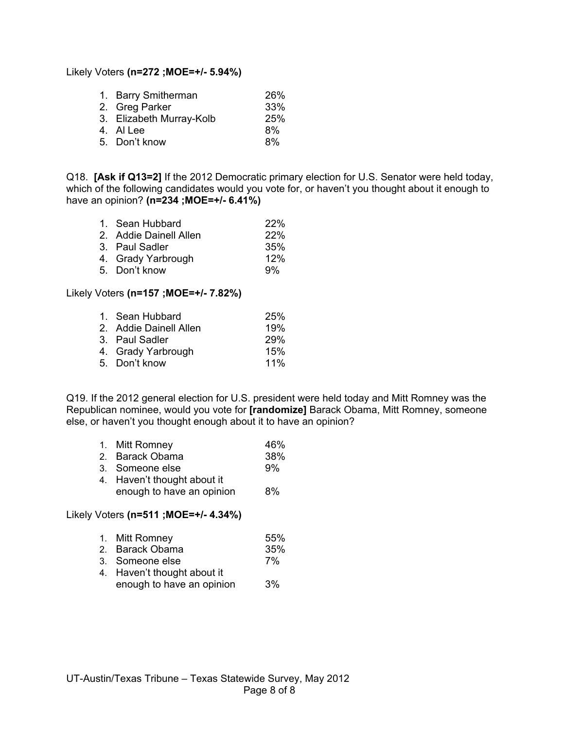Likely Voters **(n=272 ;MOE=+/- 5.94%)**

1. Barry Smitherman 26%
2. Greg Parker 33%
3. Elizabeth Murray-Kolb 25%
4. Al Lee 8%
5. Don't know 8%

Q18. **[Ask if Q13=2]** If the 2012 Democratic primary election for U.S. Senator were held today, which of the following candidates would you vote for, or haven't you thought about it enough to have an opinion? **(n=234 ;MOE=+/- 6.41%)**

1. Sean Hubbard 22%
2. Addie Dainell Allen 22%
3. Paul Sadler 35%
4. Grady Yarbrough 12%
5. Don't know 9%

Likely Voters **(n=157 ;MOE=+/- 7.82%)**

1. Sean Hubbard 25%
2. Addie Dainell Allen 19%
3. Paul Sadler 29%
4. Grady Yarbrough 15%
5. Don't know 11%

Q19. If the 2012 general election for U.S. president were held today and Mitt Romney was the Republican nominee, would you vote for **[randomize]** Barack Obama, Mitt Romney, someone else, or haven't you thought enough about it to have an opinion?

1. Mitt Romney 46%
2. Barack Obama 38%
3. Someone else 9%
4. Haven't thought about it enough to have an opinion 8%

Likely Voters **(n=511 ;MOE=+/- 4.34%)**

1. Mitt Romney 55%
2. Barack Obama 35%
3. Someone else 7%
4. Haven't thought about it enough to have an opinion 3%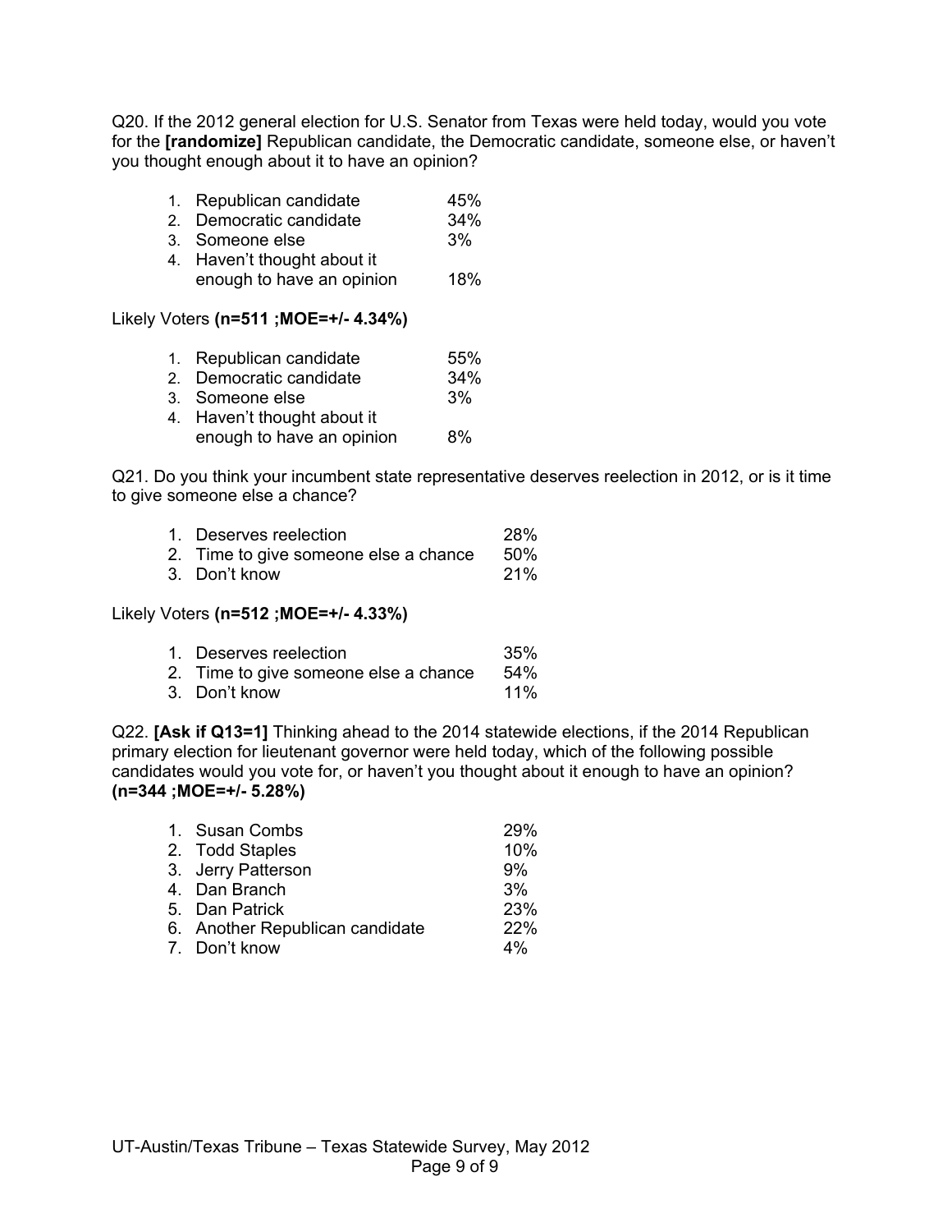Q20. If the 2012 general election for U.S. Senator from Texas were held today, would you vote for the **[randomize]** Republican candidate, the Democratic candidate, someone else, or haven't you thought enough about it to have an opinion?

| | | |
|---|---|---|
| 1. | Republican candidate | 45% |
| 2. | Democratic candidate | 34% |
| 3. | Someone else | 3% |
| 4. | Haven't thought about it enough to have an opinion | 18% |

Likely Voters **(n=511 ;MOE=+/- 4.34%)**

| | | |
|---|---|---|
| 1. | Republican candidate | 55% |
| 2. | Democratic candidate | 34% |
| 3. | Someone else | 3% |
| 4. | Haven't thought about it enough to have an opinion | 8% |

Q21. Do you think your incumbent state representative deserves reelection in 2012, or is it time to give someone else a chance?

| | | |
|---|---|---|
| 1. | Deserves reelection | 28% |
| 2. | Time to give someone else a chance | 50% |
| 3. | Don't know | 21% |

Likely Voters **(n=512 ;MOE=+/- 4.33%)**

| | | |
|---|---|---|
| 1. | Deserves reelection | 35% |
| 2. | Time to give someone else a chance | 54% |
| 3. | Don't know | 11% |

Q22. **[Ask if Q13=1]** Thinking ahead to the 2014 statewide elections, if the 2014 Republican primary election for lieutenant governor were held today, which of the following possible candidates would you vote for, or haven't you thought about it enough to have an opinion? **(n=344 ;MOE=+/- 5.28%)**

| | | |
|---|---|---|
| 1. | Susan Combs | 29% |
| 2. | Todd Staples | 10% |
| 3. | Jerry Patterson | 9% |
| 4. | Dan Branch | 3% |
| 5. | Dan Patrick | 23% |
| 6. | Another Republican candidate | 22% |
| 7. | Don't know | 4% |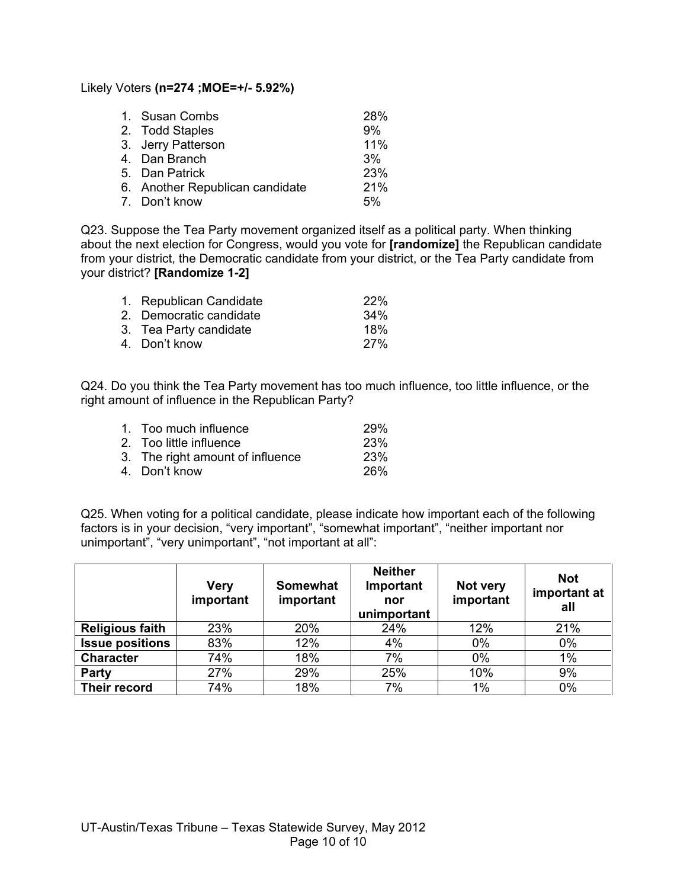Likely Voters **(n=274 ;MOE=+/- 5.92%)**

1. Susan Combs 28%
2. Todd Staples 9%
3. Jerry Patterson 11%
4. Dan Branch 3%
5. Dan Patrick 23%
6. Another Republican candidate 21%
7. Don't know 5%

Q23. Suppose the Tea Party movement organized itself as a political party. When thinking about the next election for Congress, would you vote for **[randomize]** the Republican candidate from your district, the Democratic candidate from your district, or the Tea Party candidate from your district? **[Randomize 1-2]**

1. Republican Candidate 22%
2. Democratic candidate 34%
3. Tea Party candidate 18%
4. Don't know 27%

Q24. Do you think the Tea Party movement has too much influence, too little influence, or the right amount of influence in the Republican Party?

1. Too much influence 29%
2. Too little influence 23%
3. The right amount of influence 23%
4. Don't know 26%

Q25. When voting for a political candidate, please indicate how important each of the following factors is in your decision, "very important", "somewhat important", "neither important nor unimportant", "very unimportant", "not important at all":

| | Very important | Somewhat important | Neither Important nor unimportant | Not very important | Not important at all |
|---|---|---|---|---|---|
| **Religious faith** | 23% | 20% | 24% | 12% | 21% |
| **Issue positions** | 83% | 12% | 4% | 0% | 0% |
| **Character** | 74% | 18% | 7% | 0% | 1% |
| **Party** | 27% | 29% | 25% | 10% | 9% |
| **Their record** | 74% | 18% | 7% | 1% | 0% |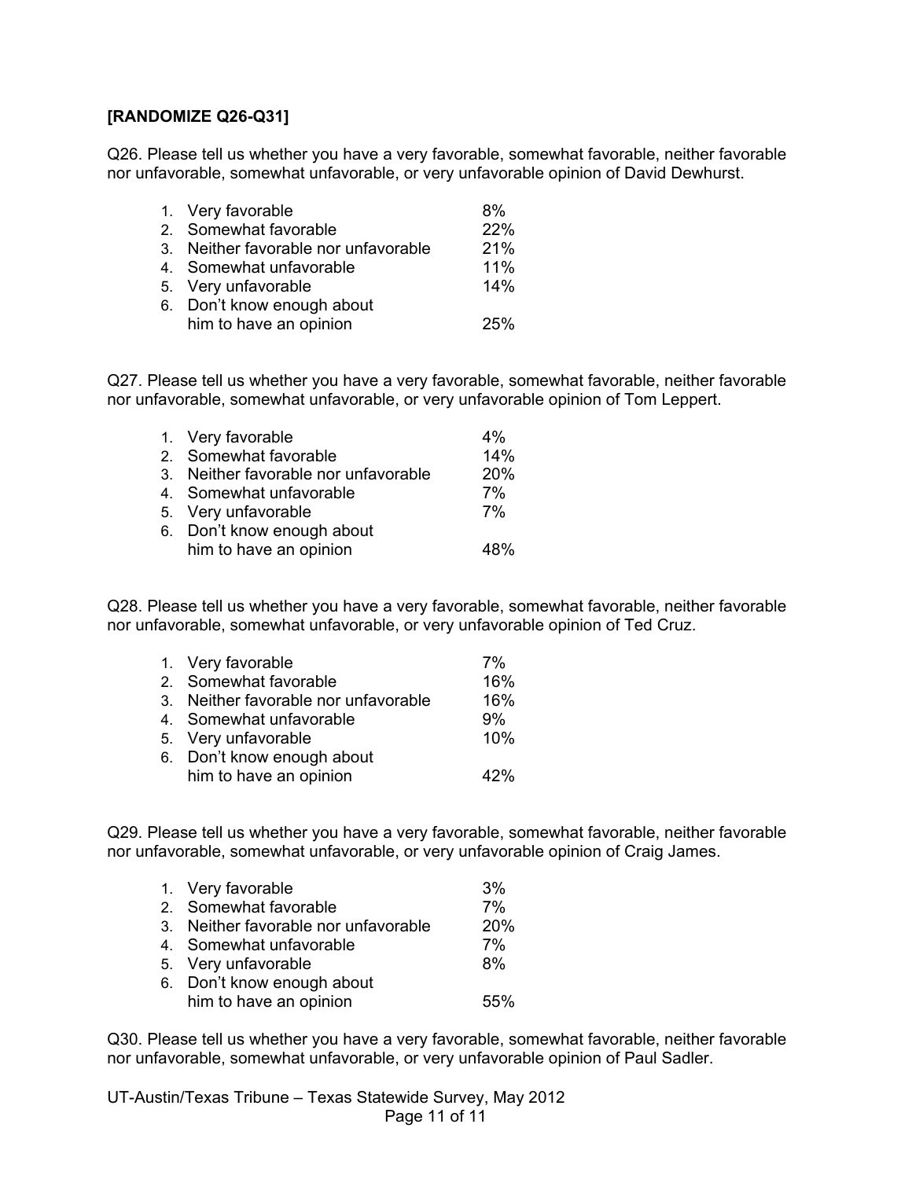**[RANDOMIZE Q26-Q31]**

Q26. Please tell us whether you have a very favorable, somewhat favorable, neither favorable nor unfavorable, somewhat unfavorable, or very unfavorable opinion of David Dewhurst.

| | |
|---|---|
| 1. Very favorable | 8% |
| 2. Somewhat favorable | 22% |
| 3. Neither favorable nor unfavorable | 21% |
| 4. Somewhat unfavorable | 11% |
| 5. Very unfavorable | 14% |
| 6. Don't know enough about him to have an opinion | 25% |

Q27. Please tell us whether you have a very favorable, somewhat favorable, neither favorable nor unfavorable, somewhat unfavorable, or very unfavorable opinion of Tom Leppert.

| | |
|---|---|
| 1. Very favorable | 4% |
| 2. Somewhat favorable | 14% |
| 3. Neither favorable nor unfavorable | 20% |
| 4. Somewhat unfavorable | 7% |
| 5. Very unfavorable | 7% |
| 6. Don't know enough about him to have an opinion | 48% |

Q28. Please tell us whether you have a very favorable, somewhat favorable, neither favorable nor unfavorable, somewhat unfavorable, or very unfavorable opinion of Ted Cruz.

| | |
|---|---|
| 1. Very favorable | 7% |
| 2. Somewhat favorable | 16% |
| 3. Neither favorable nor unfavorable | 16% |
| 4. Somewhat unfavorable | 9% |
| 5. Very unfavorable | 10% |
| 6. Don't know enough about him to have an opinion | 42% |

Q29. Please tell us whether you have a very favorable, somewhat favorable, neither favorable nor unfavorable, somewhat unfavorable, or very unfavorable opinion of Craig James.

| | |
|---|---|
| 1. Very favorable | 3% |
| 2. Somewhat favorable | 7% |
| 3. Neither favorable nor unfavorable | 20% |
| 4. Somewhat unfavorable | 7% |
| 5. Very unfavorable | 8% |
| 6. Don't know enough about him to have an opinion | 55% |

Q30. Please tell us whether you have a very favorable, somewhat favorable, neither favorable nor unfavorable, somewhat unfavorable, or very unfavorable opinion of Paul Sadler.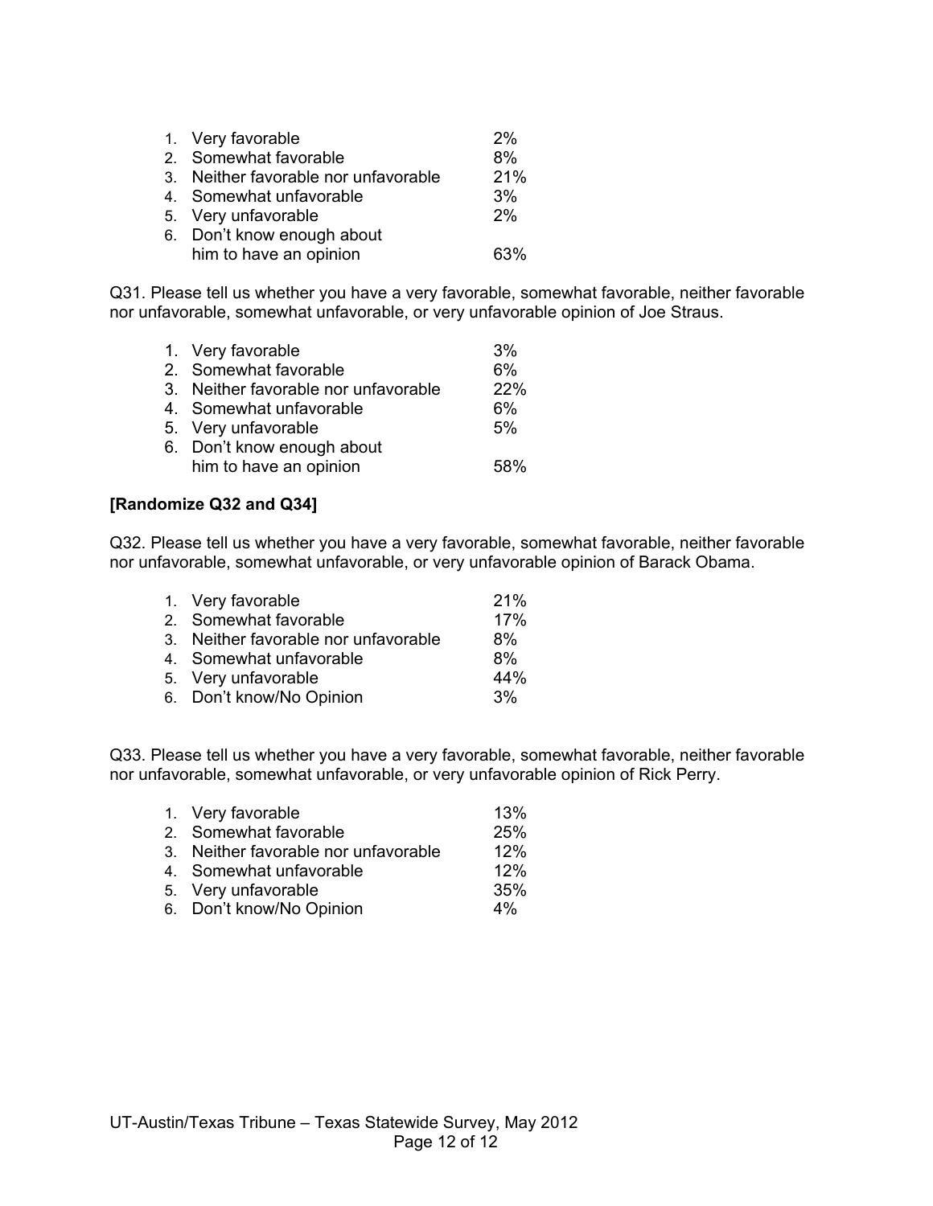1. Very favorable 2%
2. Somewhat favorable 8%
3. Neither favorable nor unfavorable 21%
4. Somewhat unfavorable 3%
5. Very unfavorable 2%
6. Don't know enough about him to have an opinion 63%

Q31. Please tell us whether you have a very favorable, somewhat favorable, neither favorable nor unfavorable, somewhat unfavorable, or very unfavorable opinion of Joe Straus.

1. Very favorable 3%
2. Somewhat favorable 6%
3. Neither favorable nor unfavorable 22%
4. Somewhat unfavorable 6%
5. Very unfavorable 5%
6. Don't know enough about him to have an opinion 58%

**[Randomize Q32 and Q34]**

Q32. Please tell us whether you have a very favorable, somewhat favorable, neither favorable nor unfavorable, somewhat unfavorable, or very unfavorable opinion of Barack Obama.

1. Very favorable 21%
2. Somewhat favorable 17%
3. Neither favorable nor unfavorable 8%
4. Somewhat unfavorable 8%
5. Very unfavorable 44%
6. Don't know/No Opinion 3%

Q33. Please tell us whether you have a very favorable, somewhat favorable, neither favorable nor unfavorable, somewhat unfavorable, or very unfavorable opinion of Rick Perry.

1. Very favorable 13%
2. Somewhat favorable 25%
3. Neither favorable nor unfavorable 12%
4. Somewhat unfavorable 12%
5. Very unfavorable 35%
6. Don't know/No Opinion 4%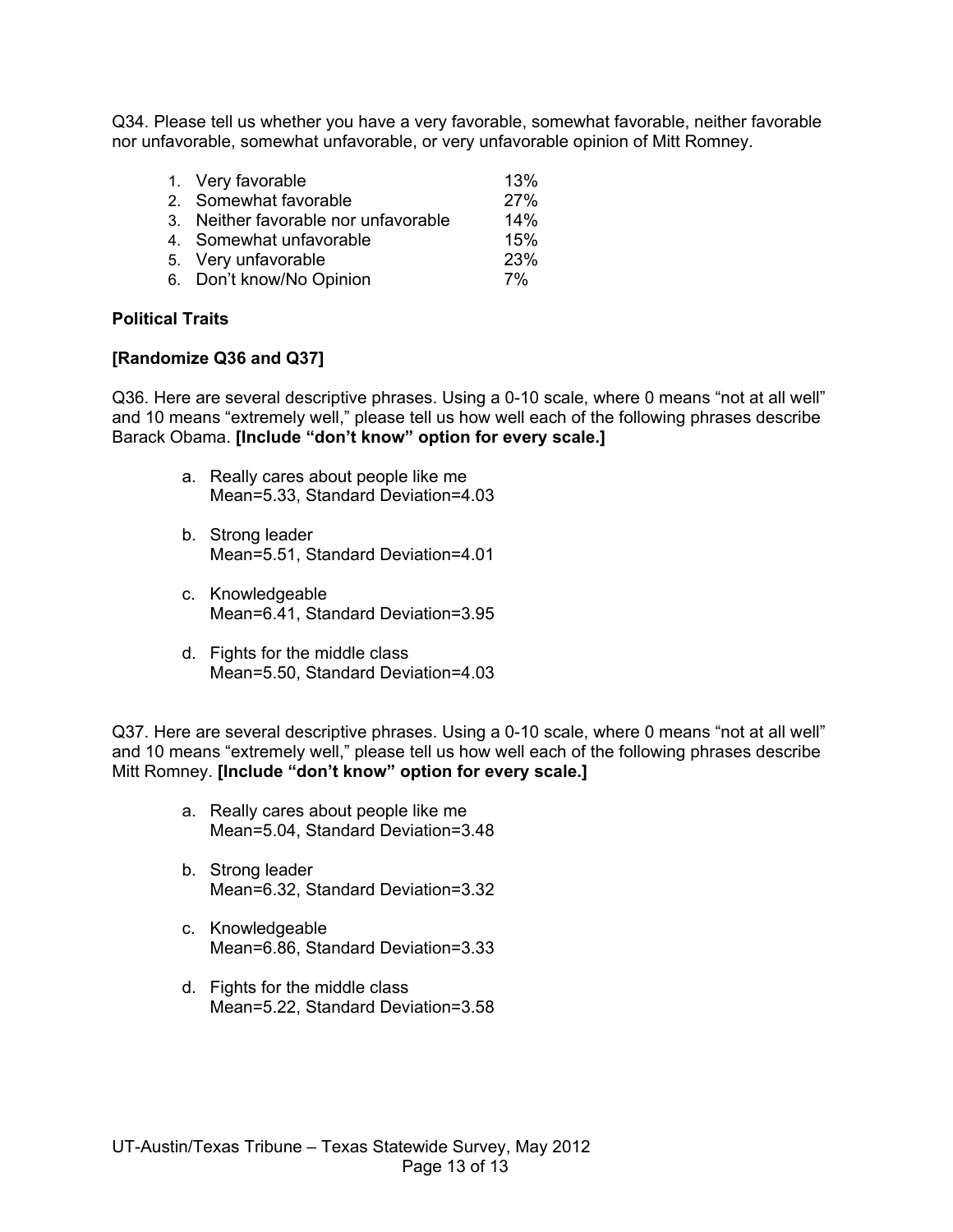Q34. Please tell us whether you have a very favorable, somewhat favorable, neither favorable nor unfavorable, somewhat unfavorable, or very unfavorable opinion of Mitt Romney.

1. Very favorable 13%
2. Somewhat favorable 27%
3. Neither favorable nor unfavorable 14%
4. Somewhat unfavorable 15%
5. Very unfavorable 23%
6. Don't know/No Opinion 7%

**Political Traits**

**[Randomize Q36 and Q37]**

Q36. Here are several descriptive phrases. Using a 0-10 scale, where 0 means "not at all well" and 10 means "extremely well," please tell us how well each of the following phrases describe Barack Obama. **[Include "don't know" option for every scale.]**

a. Really cares about people like me
   Mean=5.33, Standard Deviation=4.03

b. Strong leader
   Mean=5.51, Standard Deviation=4.01

c. Knowledgeable
   Mean=6.41, Standard Deviation=3.95

d. Fights for the middle class
   Mean=5.50, Standard Deviation=4.03

Q37. Here are several descriptive phrases. Using a 0-10 scale, where 0 means "not at all well" and 10 means "extremely well," please tell us how well each of the following phrases describe Mitt Romney. **[Include "don't know" option for every scale.]**

a. Really cares about people like me
   Mean=5.04, Standard Deviation=3.48

b. Strong leader
   Mean=6.32, Standard Deviation=3.32

c. Knowledgeable
   Mean=6.86, Standard Deviation=3.33

d. Fights for the middle class
   Mean=5.22, Standard Deviation=3.58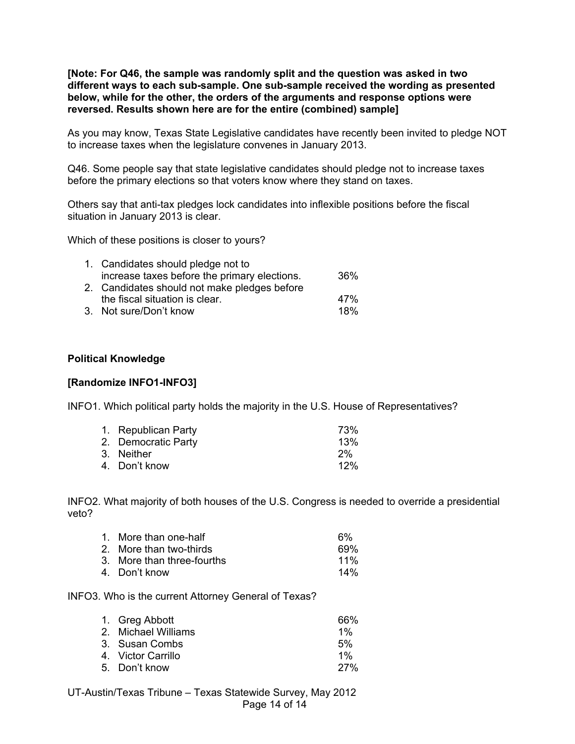**[Note: For Q46, the sample was randomly split and the question was asked in two different ways to each sub-sample. One sub-sample received the wording as presented below, while for the other, the orders of the arguments and response options were reversed. Results shown here are for the entire (combined) sample]**

As you may know, Texas State Legislative candidates have recently been invited to pledge NOT to increase taxes when the legislature convenes in January 2013.

Q46. Some people say that state legislative candidates should pledge not to increase taxes before the primary elections so that voters know where they stand on taxes.

Others say that anti-tax pledges lock candidates into inflexible positions before the fiscal situation in January 2013 is clear.

Which of these positions is closer to yours?

| | |
|---|---|
| 1. Candidates should pledge not to increase taxes before the primary elections. | 36% |
| 2. Candidates should not make pledges before the fiscal situation is clear. | 47% |
| 3. Not sure/Don't know | 18% |

## Political Knowledge

**[Randomize INFO1-INFO3]**

INFO1. Which political party holds the majority in the U.S. House of Representatives?

| | |
|---|---|
| 1. Republican Party | 73% |
| 2. Democratic Party | 13% |
| 3. Neither | 2% |
| 4. Don't know | 12% |

INFO2. What majority of both houses of the U.S. Congress is needed to override a presidential veto?

| | |
|---|---|
| 1. More than one-half | 6% |
| 2. More than two-thirds | 69% |
| 3. More than three-fourths | 11% |
| 4. Don't know | 14% |

INFO3. Who is the current Attorney General of Texas?

| | |
|---|---|
| 1. Greg Abbott | 66% |
| 2. Michael Williams | 1% |
| 3. Susan Combs | 5% |
| 4. Victor Carrillo | 1% |
| 5. Don't know | 27% |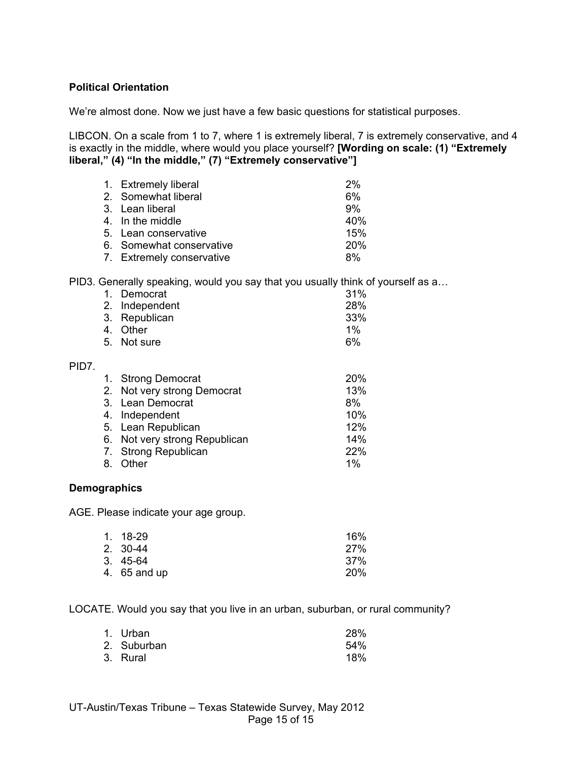**Political Orientation**

We're almost done. Now we just have a few basic questions for statistical purposes.

LIBCON. On a scale from 1 to 7, where 1 is extremely liberal, 7 is extremely conservative, and 4 is exactly in the middle, where would you place yourself? **[Wording on scale: (1) "Extremely liberal," (4) "In the middle," (7) "Extremely conservative"]**

| | |
|---|---|
| 1. Extremely liberal | 2% |
| 2. Somewhat liberal | 6% |
| 3. Lean liberal | 9% |
| 4. In the middle | 40% |
| 5. Lean conservative | 15% |
| 6. Somewhat conservative | 20% |
| 7. Extremely conservative | 8% |

PID3. Generally speaking, would you say that you usually think of yourself as a…

| | |
|---|---|
| 1. Democrat | 31% |
| 2. Independent | 28% |
| 3. Republican | 33% |
| 4. Other | 1% |
| 5. Not sure | 6% |

PID7.

| | |
|---|---|
| 1. Strong Democrat | 20% |
| 2. Not very strong Democrat | 13% |
| 3. Lean Democrat | 8% |
| 4. Independent | 10% |
| 5. Lean Republican | 12% |
| 6. Not very strong Republican | 14% |
| 7. Strong Republican | 22% |
| 8. Other | 1% |

**Demographics**

AGE. Please indicate your age group.

| | |
|---|---|
| 1. 18-29 | 16% |
| 2. 30-44 | 27% |
| 3. 45-64 | 37% |
| 4. 65 and up | 20% |

LOCATE. Would you say that you live in an urban, suburban, or rural community?

| | |
|---|---|
| 1. Urban | 28% |
| 2. Suburban | 54% |
| 3. Rural | 18% |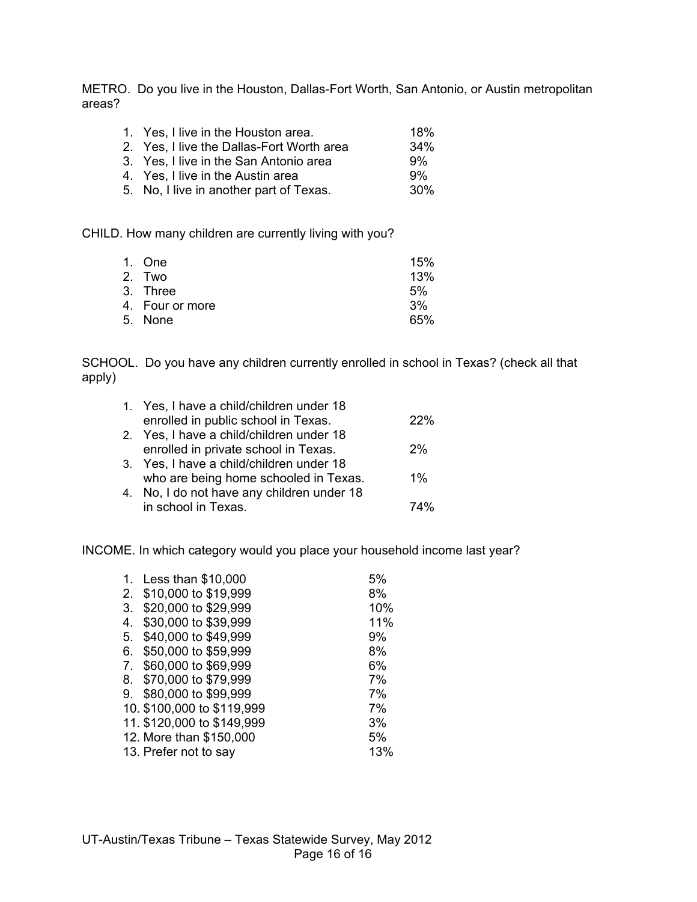METRO. Do you live in the Houston, Dallas-Fort Worth, San Antonio, or Austin metropolitan areas?

| | |
|---|---|
| 1. Yes, I live in the Houston area. | 18% |
| 2. Yes, I live the Dallas-Fort Worth area | 34% |
| 3. Yes, I live in the San Antonio area | 9% |
| 4. Yes, I live in the Austin area | 9% |
| 5. No, I live in another part of Texas. | 30% |

CHILD. How many children are currently living with you?

| | |
|---|---|
| 1. One | 15% |
| 2. Two | 13% |
| 3. Three | 5% |
| 4. Four or more | 3% |
| 5. None | 65% |

SCHOOL. Do you have any children currently enrolled in school in Texas? (check all that apply)

| | |
|---|---|
| 1. Yes, I have a child/children under 18 enrolled in public school in Texas. | 22% |
| 2. Yes, I have a child/children under 18 enrolled in private school in Texas. | 2% |
| 3. Yes, I have a child/children under 18 who are being home schooled in Texas. | 1% |
| 4. No, I do not have any children under 18 in school in Texas. | 74% |

INCOME. In which category would you place your household income last year?

| | |
|---|---|
| 1. Less than $10,000 | 5% |
| 2. $10,000 to $19,999 | 8% |
| 3. $20,000 to $29,999 | 10% |
| 4. $30,000 to $39,999 | 11% |
| 5. $40,000 to $49,999 | 9% |
| 6. $50,000 to $59,999 | 8% |
| 7. $60,000 to $69,999 | 6% |
| 8. $70,000 to $79,999 | 7% |
| 9. $80,000 to $99,999 | 7% |
| 10. $100,000 to $119,999 | 7% |
| 11. $120,000 to $149,999 | 3% |
| 12. More than $150,000 | 5% |
| 13. Prefer not to say | 13% |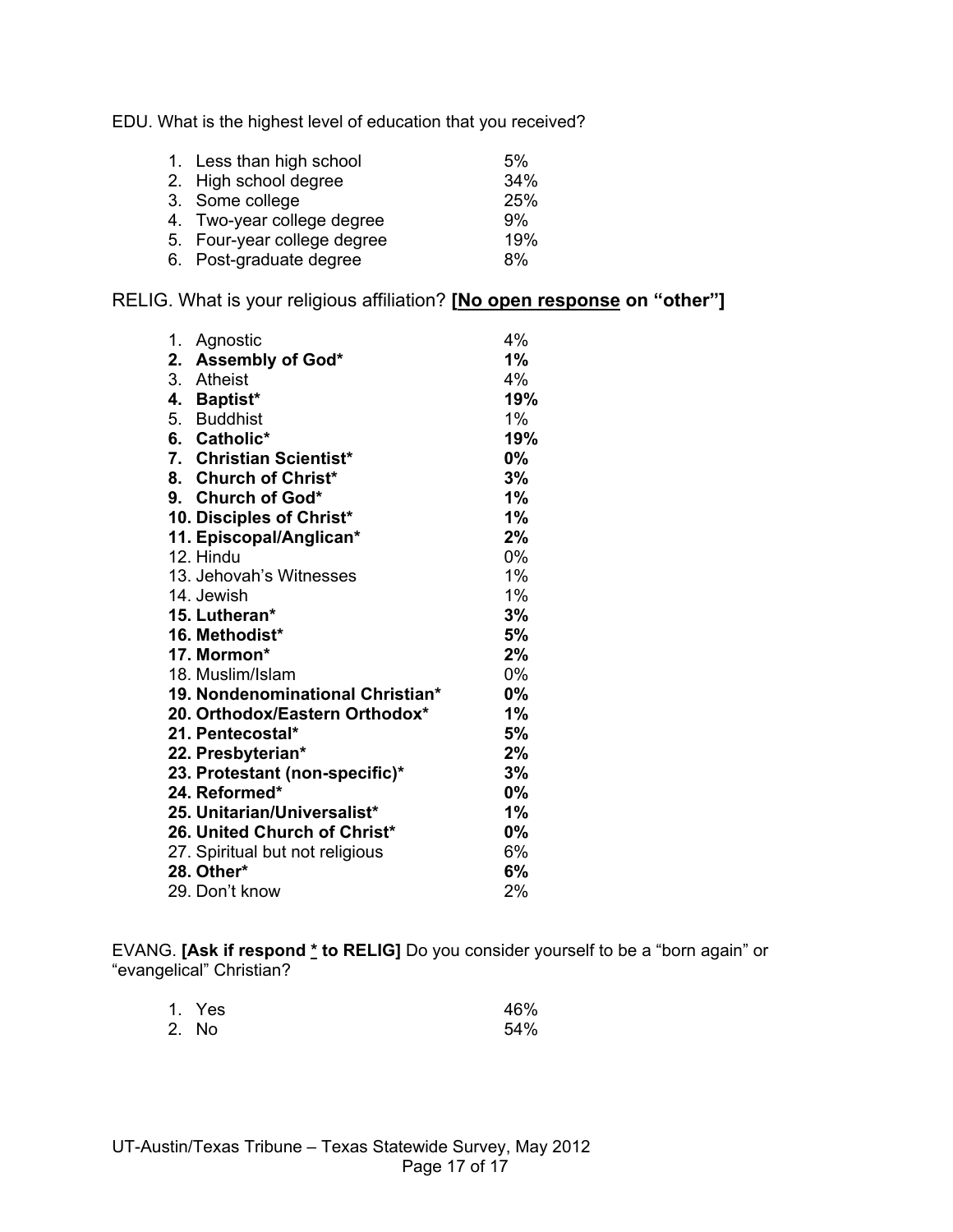EDU. What is the highest level of education that you received?

| | |
|---|---|
| 1. Less than high school | 5% |
| 2. High school degree | 34% |
| 3. Some college | 25% |
| 4. Two-year college degree | 9% |
| 5. Four-year college degree | 19% |
| 6. Post-graduate degree | 8% |

RELIG. What is your religious affiliation? **[No open response on "other"]**

| | |
|---|---|
| 1. Agnostic | 4% |
| **2. Assembly of God*** | **1%** |
| 3. Atheist | 4% |
| **4. Baptist*** | **19%** |
| 5. Buddhist | 1% |
| **6. Catholic*** | **19%** |
| **7. Christian Scientist*** | **0%** |
| **8. Church of Christ*** | **3%** |
| **9. Church of God*** | **1%** |
| **10. Disciples of Christ*** | **1%** |
| **11. Episcopal/Anglican*** | **2%** |
| 12. Hindu | 0% |
| 13. Jehovah's Witnesses | 1% |
| 14. Jewish | 1% |
| **15. Lutheran*** | **3%** |
| **16. Methodist*** | **5%** |
| **17. Mormon*** | **2%** |
| 18. Muslim/Islam | 0% |
| **19. Nondenominational Christian*** | **0%** |
| **20. Orthodox/Eastern Orthodox*** | **1%** |
| **21. Pentecostal*** | **5%** |
| **22. Presbyterian*** | **2%** |
| **23. Protestant (non-specific)*** | **3%** |
| **24. Reformed*** | **0%** |
| **25. Unitarian/Universalist*** | **1%** |
| **26. United Church of Christ*** | **0%** |
| 27. Spiritual but not religious | 6% |
| **28. Other*** | **6%** |
| 29. Don't know | 2% |

EVANG. **[Ask if respond * to RELIG]** Do you consider yourself to be a "born again" or "evangelical" Christian?

| | |
|---|---|
| 1. Yes | 46% |
| 2. No | 54% |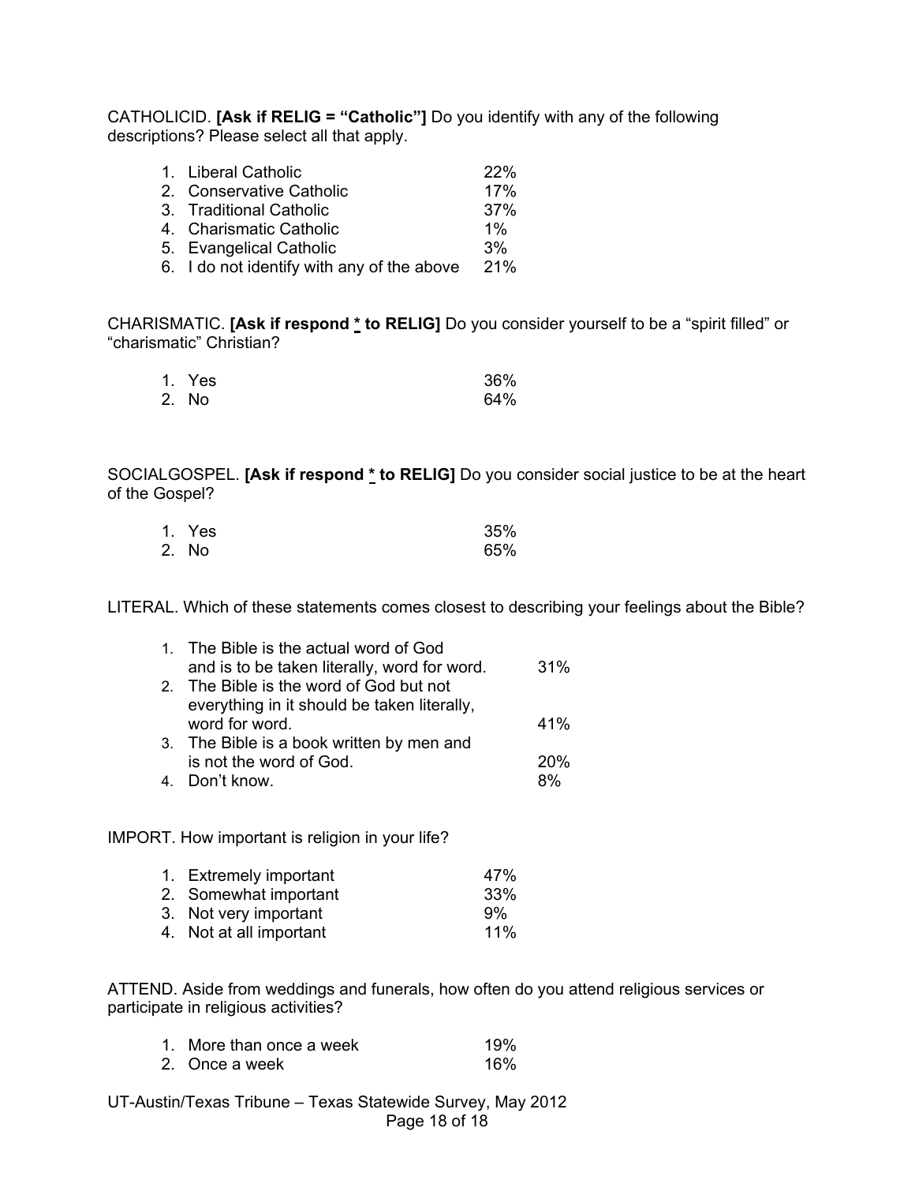CATHOLICID. **[Ask if RELIG = “Catholic”]** Do you identify with any of the following descriptions? Please select all that apply.

| | |
|---|---|
| 1. Liberal Catholic | 22% |
| 2. Conservative Catholic | 17% |
| 3. Traditional Catholic | 37% |
| 4. Charismatic Catholic | 1% |
| 5. Evangelical Catholic | 3% |
| 6. I do not identify with any of the above | 21% |

CHARISMATIC. **[Ask if respond * to RELIG]** Do you consider yourself to be a “spirit filled” or “charismatic” Christian?

| | |
|---|---|
| 1. Yes | 36% |
| 2. No | 64% |

SOCIALGOSPEL. **[Ask if respond * to RELIG]** Do you consider social justice to be at the heart of the Gospel?

| | |
|---|---|
| 1. Yes | 35% |
| 2. No | 65% |

LITERAL. Which of these statements comes closest to describing your feelings about the Bible?

| | |
|---|---|
| 1. The Bible is the actual word of God and is to be taken literally, word for word. | 31% |
| 2. The Bible is the word of God but not everything in it should be taken literally, word for word. | 41% |
| 3. The Bible is a book written by men and is not the word of God. | 20% |
| 4. Don’t know. | 8% |

IMPORT. How important is religion in your life?

| | |
|---|---|
| 1. Extremely important | 47% |
| 2. Somewhat important | 33% |
| 3. Not very important | 9% |
| 4. Not at all important | 11% |

ATTEND. Aside from weddings and funerals, how often do you attend religious services or participate in religious activities?

| | |
|---|---|
| 1. More than once a week | 19% |
| 2. Once a week | 16% |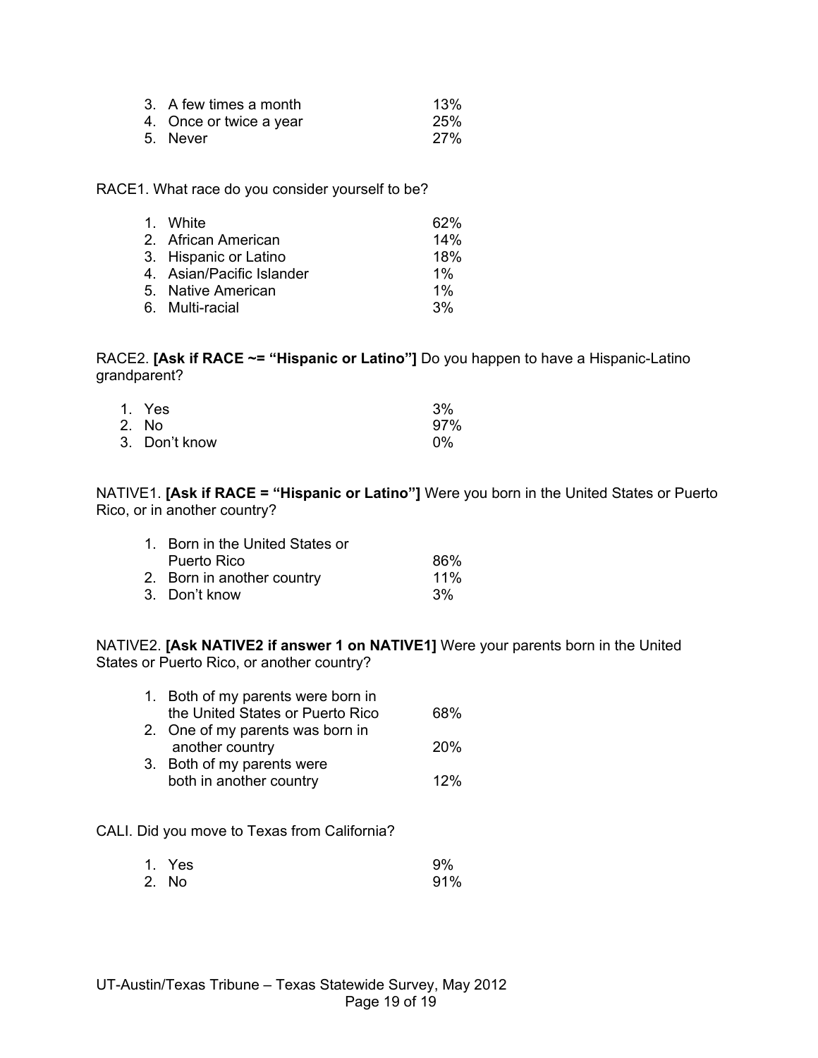| | |
|---|---|
| 3. A few times a month | 13% |
| 4. Once or twice a year | 25% |
| 5. Never | 27% |

RACE1. What race do you consider yourself to be?

| | |
|---|---|
| 1. White | 62% |
| 2. African American | 14% |
| 3. Hispanic or Latino | 18% |
| 4. Asian/Pacific Islander | 1% |
| 5. Native American | 1% |
| 6. Multi-racial | 3% |

RACE2. **[Ask if RACE ~= "Hispanic or Latino"]** Do you happen to have a Hispanic-Latino grandparent?

| | |
|---|---|
| 1. Yes | 3% |
| 2. No | 97% |
| 3. Don't know | 0% |

NATIVE1. **[Ask if RACE = "Hispanic or Latino"]** Were you born in the United States or Puerto Rico, or in another country?

| | |
|---|---|
| 1. Born in the United States or Puerto Rico | 86% |
| 2. Born in another country | 11% |
| 3. Don't know | 3% |

NATIVE2. **[Ask NATIVE2 if answer 1 on NATIVE1]** Were your parents born in the United States or Puerto Rico, or another country?

| | |
|---|---|
| 1. Both of my parents were born in the United States or Puerto Rico | 68% |
| 2. One of my parents was born in another country | 20% |
| 3. Both of my parents were both in another country | 12% |

CALI. Did you move to Texas from California?

| | |
|---|---|
| 1. Yes | 9% |
| 2. No | 91% |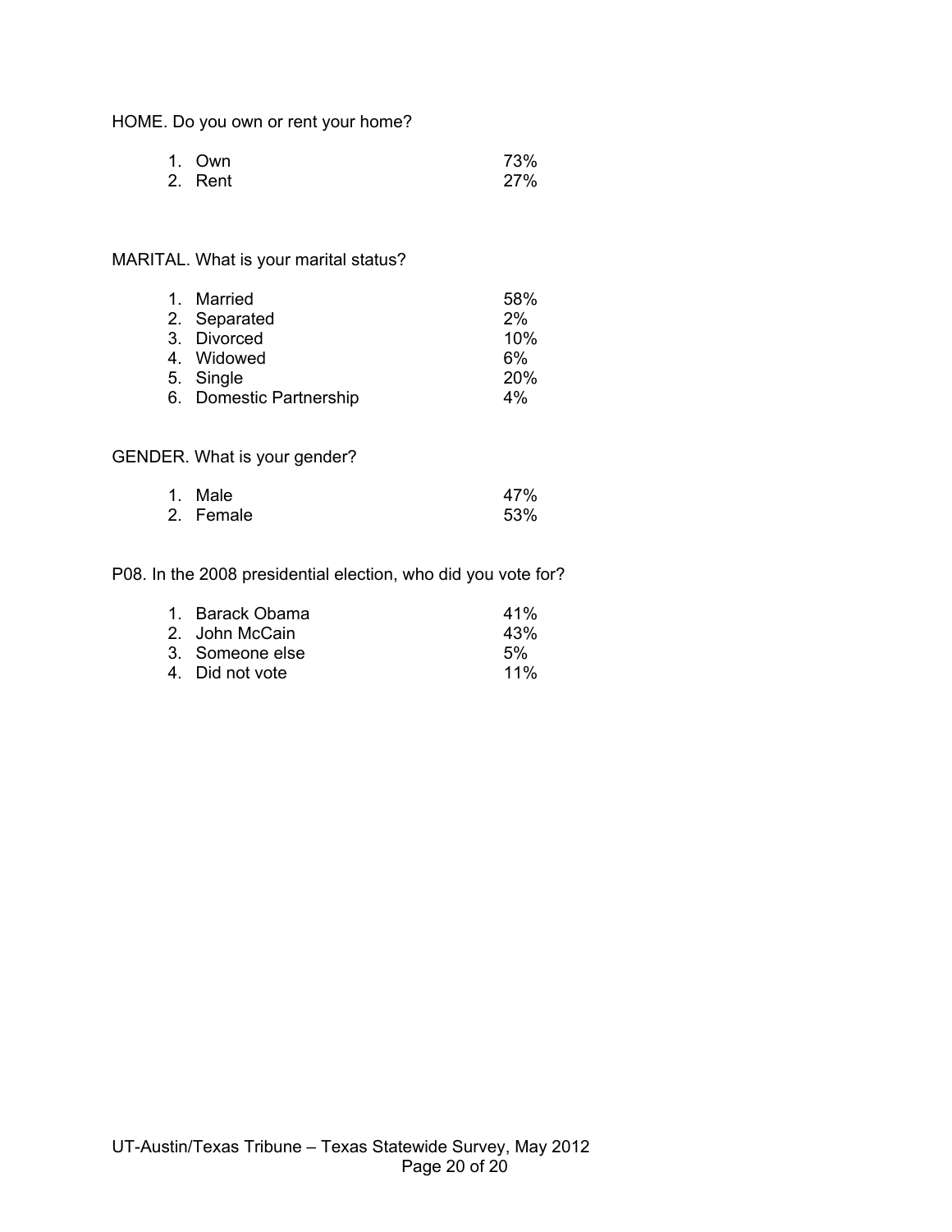HOME. Do you own or rent your home?

| | |
|---|---|
| 1. Own | 73% |
| 2. Rent | 27% |

MARITAL. What is your marital status?

| | |
|---|---|
| 1. Married | 58% |
| 2. Separated | 2% |
| 3. Divorced | 10% |
| 4. Widowed | 6% |
| 5. Single | 20% |
| 6. Domestic Partnership | 4% |

GENDER. What is your gender?

| | |
|---|---|
| 1. Male | 47% |
| 2. Female | 53% |

P08. In the 2008 presidential election, who did you vote for?

| | |
|---|---|
| 1. Barack Obama | 41% |
| 2. John McCain | 43% |
| 3. Someone else | 5% |
| 4. Did not vote | 11% |